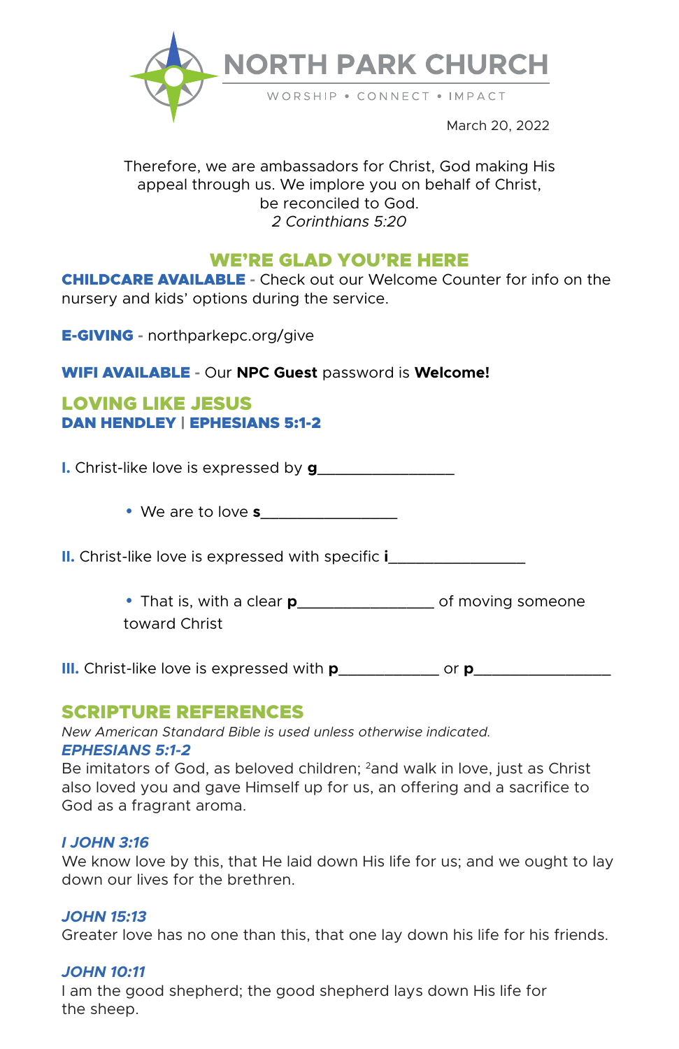# NORTH PARK CHURCH

WORSHIP • CONNECT • IMPACT

March 20, 2022

Therefore, we are ambassadors for Christ, God making His appeal through us. We implore you on behalf of Christ, be reconciled to God.
*2 Corinthians 5:20*

## WE'RE GLAD YOU'RE HERE

**CHILDCARE AVAILABLE** - Check out our Welcome Counter for info on the nursery and kids' options during the service.

**E-GIVING** - northparkepc.org/give

**WIFI AVAILABLE** - Our **NPC Guest** password is **Welcome!**

## LOVING LIKE JESUS

### DAN HENDLEY | EPHESIANS 5:1-2

**I.** Christ-like love is expressed by **g**________________

- We are to love **s**________________

**II.** Christ-like love is expressed with specific **i**________________

- That is, with a clear **p**________________ of moving someone toward Christ

**III.** Christ-like love is expressed with **p**____________ or **p**________________

## SCRIPTURE REFERENCES

*New American Standard Bible is used unless otherwise indicated.*

### *EPHESIANS 5:1-2*

Be imitators of God, as beloved children; [2]and walk in love, just as Christ also loved you and gave Himself up for us, an offering and a sacrifice to God as a fragrant aroma.

### *I JOHN 3:16*

We know love by this, that He laid down His life for us; and we ought to lay down our lives for the brethren.

### *JOHN 15:13*

Greater love has no one than this, that one lay down his life for his friends.

### *JOHN 10:11*

I am the good shepherd; the good shepherd lays down His life for the sheep.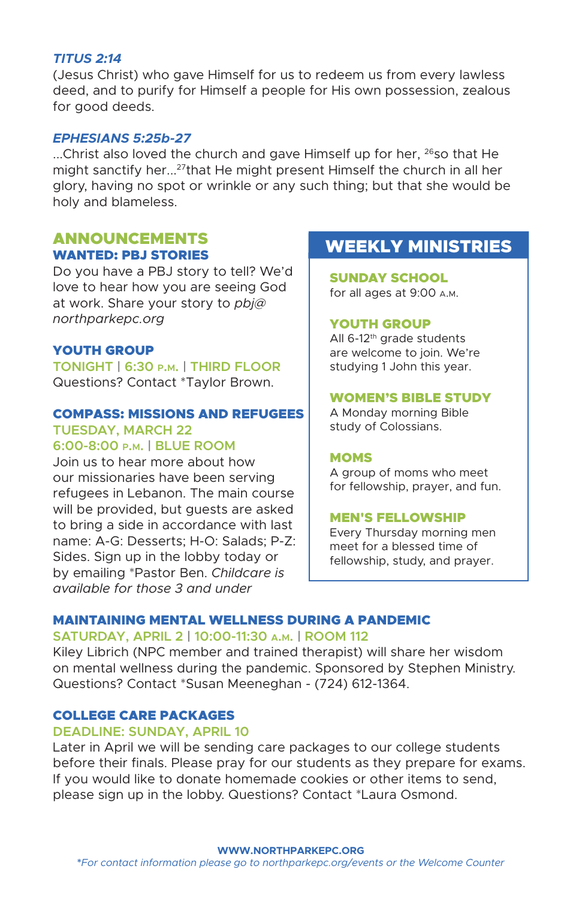*TITUS 2:14*

(Jesus Christ) who gave Himself for us to redeem us from every lawless deed, and to purify for Himself a people for His own possession, zealous for good deeds.

*EPHESIANS 5:25b-27*

...Christ also loved the church and gave Himself up for her, [26]so that He might sanctify her...[27]that He might present Himself the church in all her glory, having no spot or wrinkle or any such thing; but that she would be holy and blameless.

## ANNOUNCEMENTS

### WANTED: PBJ STORIES

Do you have a PBJ story to tell? We'd love to hear how you are seeing God at work. Share your story to *pbj@northparkepc.org*

### YOUTH GROUP

TONIGHT | 6:30 P.M. | THIRD FLOOR

Questions? Contact *Taylor Brown.

### COMPASS: MISSIONS AND REFUGEES

TUESDAY, MARCH 22

6:00-8:00 P.M. | BLUE ROOM

Join us to hear more about how our missionaries have been serving refugees in Lebanon. The main course will be provided, but guests are asked to bring a side in accordance with last name: A-G: Desserts; H-O: Salads; P-Z: Sides. Sign up in the lobby today or by emailing *Pastor Ben. *Childcare is available for those 3 and under*

## WEEKLY MINISTRIES

### SUNDAY SCHOOL

for all ages at 9:00 A.M.

### YOUTH GROUP

All 6-12th grade students are welcome to join. We're studying 1 John this year.

### WOMEN'S BIBLE STUDY

A Monday morning Bible study of Colossians.

### MOMS

A group of moms who meet for fellowship, prayer, and fun.

### MEN'S FELLOWSHIP

Every Thursday morning men meet for a blessed time of fellowship, study, and prayer.

### MAINTAINING MENTAL WELLNESS DURING A PANDEMIC

SATURDAY, APRIL 2 | 10:00-11:30 A.M. | ROOM 112

Kiley Librich (NPC member and trained therapist) will share her wisdom on mental wellness during the pandemic. Sponsored by Stephen Ministry. Questions? Contact *Susan Meeneghan - (724) 612-1364.

### COLLEGE CARE PACKAGES

DEADLINE: SUNDAY, APRIL 10

Later in April we will be sending care packages to our college students before their finals. Please pray for our students as they prepare for exams. If you would like to donate homemade cookies or other items to send, please sign up in the lobby. Questions? Contact *Laura Osmond.

**WWW.NORTHPARKEPC.ORG**

**For contact information please go to northparkepc.org/events or the Welcome Counter*